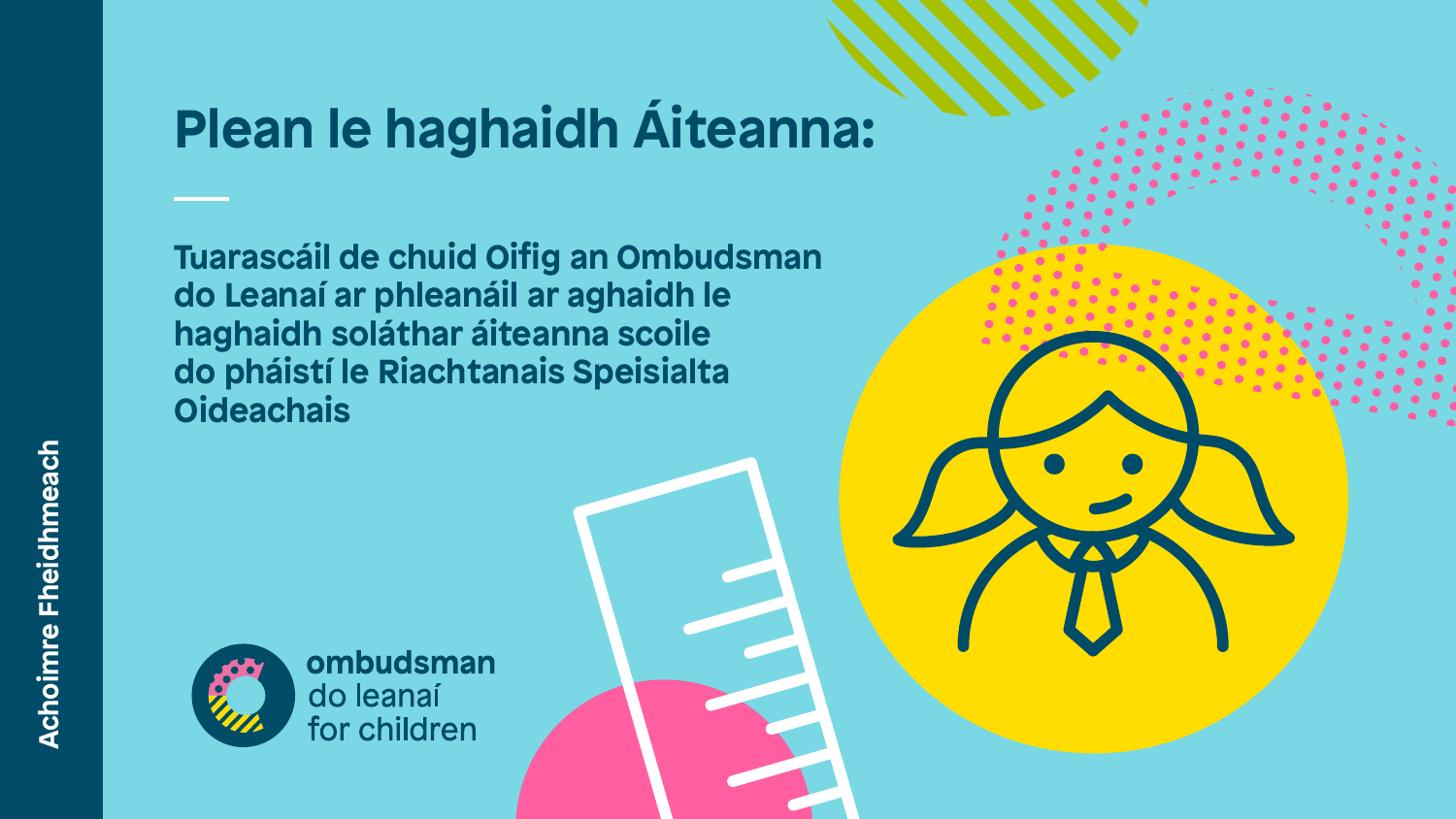# Plean le haghaidh Áiteanna:

## Tuarascáil de chuid Oifig an Ombudsman do Leanaí ar phleanáil ar aghaidh le haghaidh soláthar áiteanna scoile do pháistí le Riachtanais Speisialta Oideachais

Achoimre Fheidhmeach

ombudsman do leanaí for children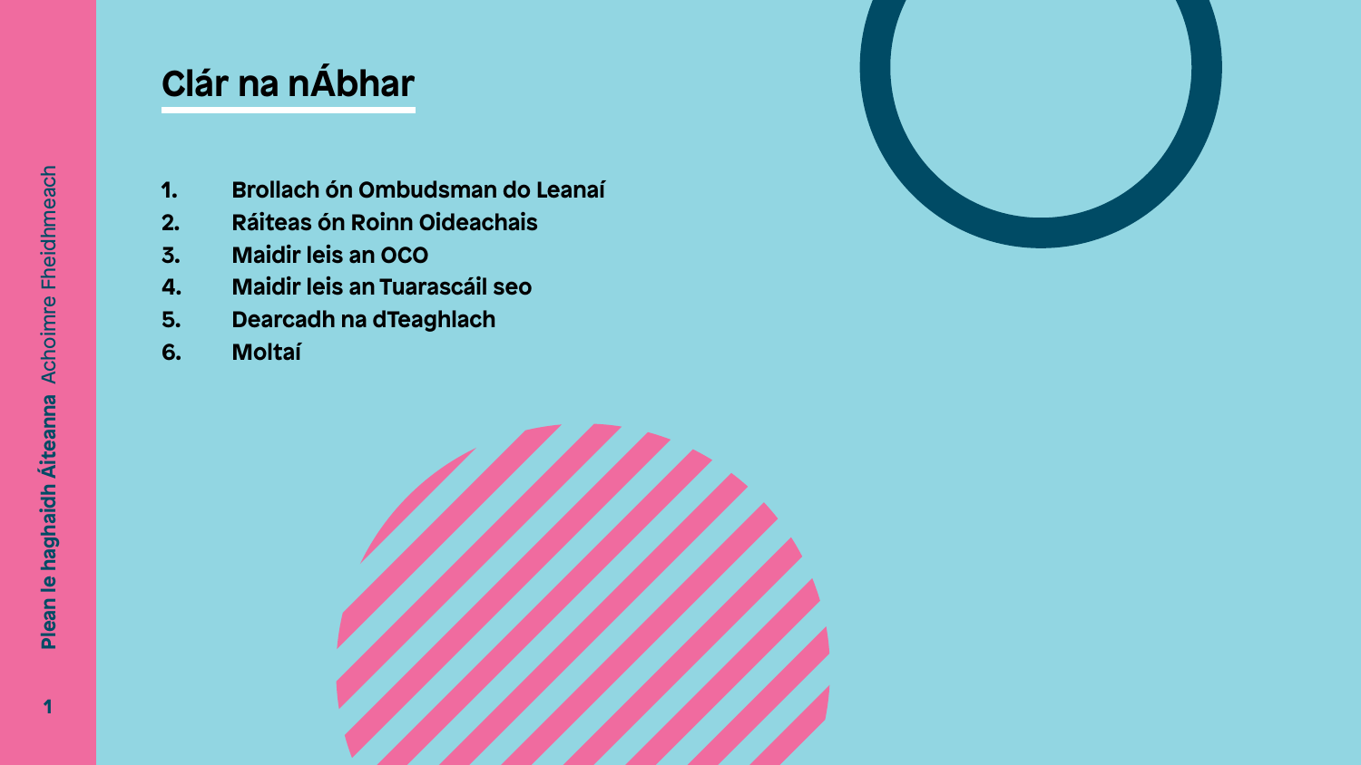# Clár na nÁbhar

1. Brollach ón Ombudsman do Leanaí
2. Ráiteas ón Roinn Oideachais
3. Maidir leis an OCO
4. Maidir leis an Tuarascáil seo
5. Dearcadh na dTeaghlach
6. Moltaí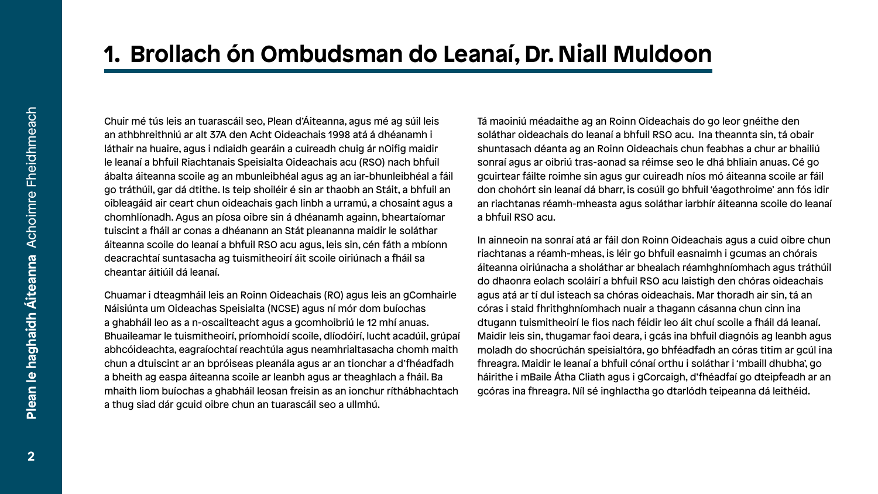# 1. Brollach ón Ombudsman do Leanaí, Dr. Niall Muldoon

Chuir mé tús leis an tuarascáil seo, Plean d'Áiteanna, agus mé ag súil leis an athbhreithniú ar alt 37A den Acht Oideachais 1998 atá á dhéanamh i láthair na huaire, agus i ndiaidh gearáin a cuireadh chuig ár nOifig maidir le leanaí a bhfuil Riachtanais Speisialta Oideachais acu (RSO) nach bhfuil ábalta áiteanna scoile ag an mbunleibhéal agus ag an iar-bhunleibhéal a fáil go tráthúil, gar dá dtithe. Is teip shoiléir é sin ar thaobh an Stáit, a bhfuil an oibleagáid air ceart chun oideachais gach linbh a urramú, a chosaint agus a chomhlíonadh. Agus an píosa oibre sin á dhéanamh againn, bheartaíomar tuiscint a fháil ar conas a dhéanann an Stát pleananna maidir le soláthar áiteanna scoile do leanaí a bhfuil RSO acu agus, leis sin, cén fáth a mbíonn deacrachtaí suntasacha ag tuismitheoirí áit scoile oiriúnach a fháil sa cheantar áitiúil dá leanaí.

Chuamar i dteagmháil leis an Roinn Oideachais (RO) agus leis an gComhairle Náisiúnta um Oideachas Speisialta (NCSE) agus ní mór dom buíochas a ghabháil leo as a n-oscailteacht agus a gcomhoibriú le 12 mhí anuas. Bhuaileamar le tuismitheoirí, príomhoidí scoile, dlíodóirí, lucht acadúil, grúpaí abhcóideachta, eagraíochtaí reachtúla agus neamhrialtasacha chomh maith chun a dtuiscint ar an bpróiseas pleanála agus ar an tionchar a d'fhéadfadh a bheith ag easpa áiteanna scoile ar leanbh agus ar theaghlach a fháil. Ba mhaith liom buíochas a ghabháil leosan freisin as an ionchur ríthábhachtach a thug siad dár gcuid oibre chun an tuarascáil seo a ullmhú.

Tá maoiniú méadaithe ag an Roinn Oideachais do go leor gnéithe den soláthar oideachais do leanaí a bhfuil RSO acu. Ina theannta sin, tá obair shuntasach déanta ag an Roinn Oideachais chun feabhas a chur ar bhailiú sonraí agus ar oibriú tras-aonad sa réimse seo le dhá bhliain anuas. Cé go gcuirtear fáilte roimhe sin agus gur cuireadh níos mó áiteanna scoile ar fáil don chohórt sin leanaí dá bharr, is cosúil go bhfuil 'éagothroime' ann fós idir an riachtanas réamh-mheasta agus soláthar iarbhír áiteanna scoile do leanaí a bhfuil RSO acu.

In ainneoin na sonraí atá ar fáil don Roinn Oideachais agus a cuid oibre chun riachtanas a réamh-mheas, is léir go bhfuil easnaimh i gcumas an chórais áiteanna oiriúnacha a sholáthar ar bhealach réamhghníomhach agus tráthúil do dhaonra eolach scoláirí a bhfuil RSO acu laistigh den chóras oideachais agus atá ar tí dul isteach sa chóras oideachais. Mar thoradh air sin, tá an córas i staid fhrithghníomhach nuair a thagann cásanna chun cinn ina dtugann tuismitheoirí le fios nach féidir leo áit chuí scoile a fháil dá leanaí. Maidir leis sin, thugamar faoi deara, i gcás ina bhfuil diagnóis ag leanbh agus moladh do shocrúchán speisialtóra, go bhféadfadh an córas titim ar gcúl ina fhreagra. Maidir le leanaí a bhfuil cónaí orthu i soláthar i 'mbaill dhubha', go háirithe i mBaile Átha Cliath agus i gCorcaigh, d'fhéadfaí go dteipfeadh ar an gcóras ina fhreagra. Níl sé inghlactha go dtarlódh teipeanna dá leithéid.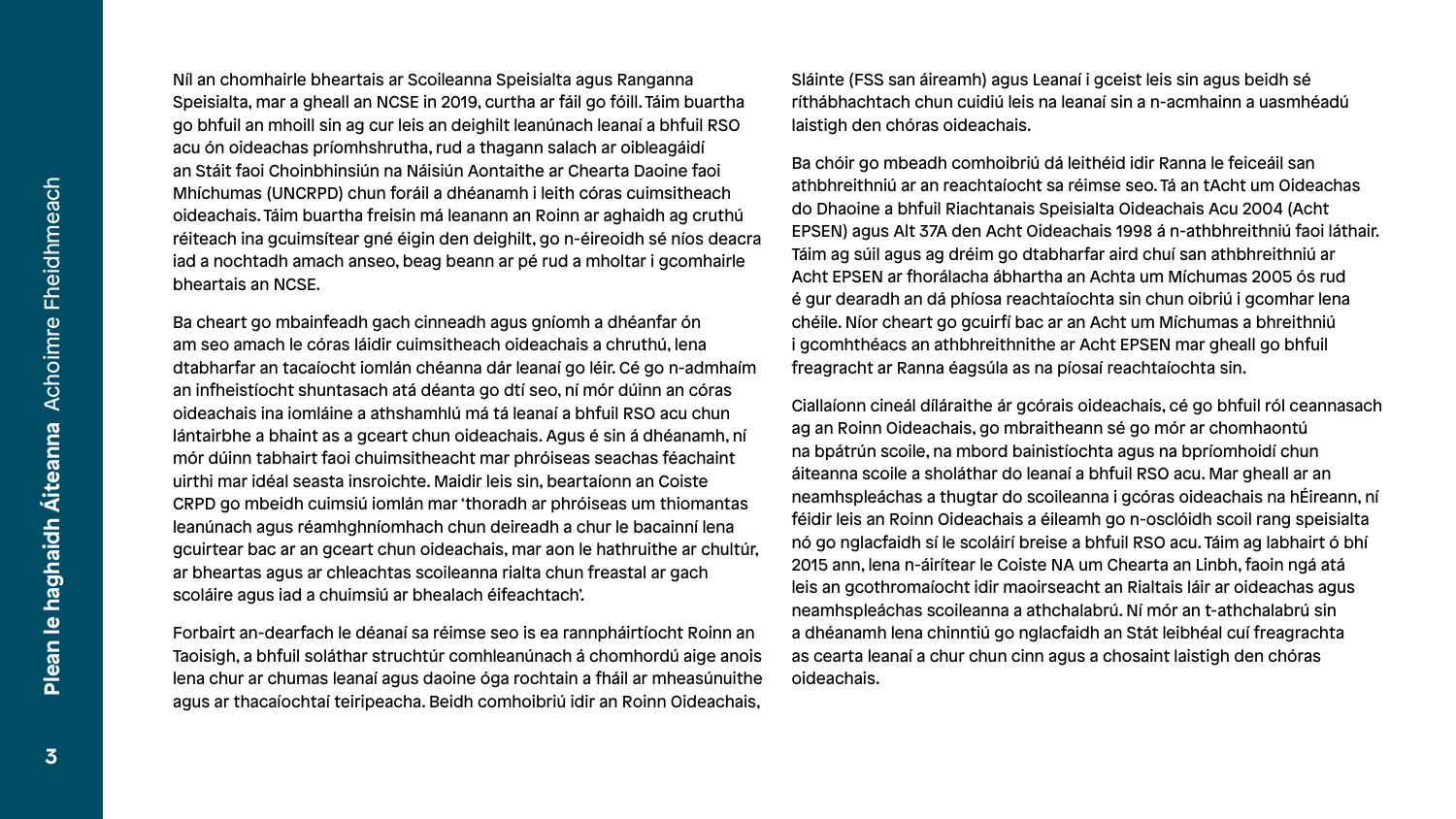Níl an chomhairle bheartais ar Scoileanna Speisialta agus Ranganna Speisialta, mar a gheall an NCSE in 2019, curtha ar fáil go fóill. Táim buartha go bhfuil an mhoill sin ag cur leis an deighilt leanúnach leanaí a bhfuil RSO acu ón oideachas príomhshrutha, rud a thagann salach ar oibleagáidí an Stáit faoi Choinbhinsiún na Náisiún Aontaithe ar Chearta Daoine faoi Mhíchumas (UNCRPD) chun foráil a dhéanamh i leith córas cuimsitheach oideachais. Táim buartha freisin má leanann an Roinn ar aghaidh ag cruthú réiteach ina gcuimsítear gné éigin den deighilt, go n-éireoidh sé níos deacra iad a nochtadh amach anseo, beag beann ar pé rud a mholtar i gcomhairle bheartais an NCSE.

Ba cheart go mbainfeadh gach cinneadh agus gníomh a dhéanfar ón am seo amach le córas láidir cuimsitheach oideachais a chruthú, lena dtabharfar an tacaíocht iomlán chéanna dár leanaí go léir. Cé go n-admhaím an infheistíocht shuntasach atá déanta go dtí seo, ní mór dúinn an córas oideachais ina iomláine a athshamhlú má tá leanaí a bhfuil RSO acu chun lántairbhe a bhaint as a gceart chun oideachais. Agus é sin á dhéanamh, ní mór dúinn tabhairt faoi chuimsitheacht mar phróiseas seachas féachaint uirthi mar idéal seasta insroichte. Maidir leis sin, beartaíonn an Coiste CRPD go mbeidh cuimsiú iomlán mar 'thoradh ar phróiseas um thiomantas leanúnach agus réamhghníomhach chun deireadh a chur le bacainní lena gcuirtear bac ar an gceart chun oideachais, mar aon le hathruithe ar chultúr, ar bheartas agus ar chleachtas scoileanna rialta chun freastal ar gach scoláire agus iad a chuimsiú ar bhealach éifeachtach'.

Forbairt an-dearfach le déanaí sa réimse seo is ea rannpháirtíocht Roinn an Taoisigh, a bhfuil soláthar struchtúr comhleanúnach á chomhordú aige anois lena chur ar chumas leanaí agus daoine óga rochtain a fháil ar mheasúnuithe agus ar thacaíochtaí teiripeacha. Beidh comhoibriú idir an Roinn Oideachais, Sláinte (FSS san áireamh) agus Leanaí i gceist leis sin agus beidh sé ríthábhachtach chun cuidiú leis na leanaí sin a n-acmhainn a uasmhéadú laistigh den chóras oideachais.

Ba chóir go mbeadh comhoibriú dá leithéid idir Ranna le feiceáil san athbhreithniú ar an reachtaíocht sa réimse seo. Tá an tAcht um Oideachas do Dhaoine a bhfuil Riachtanais Speisialta Oideachais Acu 2004 (Acht EPSEN) agus Alt 37A den Acht Oideachais 1998 á n-athbhreithniú faoi láthair. Táim ag súil agus ag dréim go dtabharfar aird chuí san athbhreithniú ar Acht EPSEN ar fhorálacha ábhartha an Achta um Míchumas 2005 ós rud é gur dearadh an dá phíosa reachtaíochta sin chun oibriú i gcomhar lena chéile. Níor cheart go gcuirfí bac ar an Acht um Míchumas a bhreithniú i gcomhthéacs an athbhreithnithe ar Acht EPSEN mar gheall go bhfuil freagracht ar Ranna éagsúla as na píosaí reachtaíochta sin.

Ciallaíonn cineál díláraithe ár gcórais oideachais, cé go bhfuil ról ceannasach ag an Roinn Oideachais, go mbraitheann sé go mór ar chomhaontú na bpátrún scoile, na mbord bainistíochta agus na bpríomhoidí chun áiteanna scoile a sholáthar do leanaí a bhfuil RSO acu. Mar gheall ar an neamhspleáchas a thugtar do scoileanna i gcóras oideachais na hÉireann, ní féidir leis an Roinn Oideachais a éileamh go n-osclóidh scoil rang speisialta nó go nglacfaidh sí le scoláirí breise a bhfuil RSO acu. Táim ag labhairt ó bhí 2015 ann, lena n-áirítear le Coiste NA um Chearta an Linbh, faoin ngá atá leis an gcothromaíocht idir maoirseacht an Rialtais láir ar oideachas agus neamhspleáchas scoileanna a athchalabrú. Ní mór an t-athchalabrú sin a dhéanamh lena chinntiú go nglacfaidh an Stát leibhéal cuí freagrachta as cearta leanaí a chur chun cinn agus a chosaint laistigh den chóras oideachais.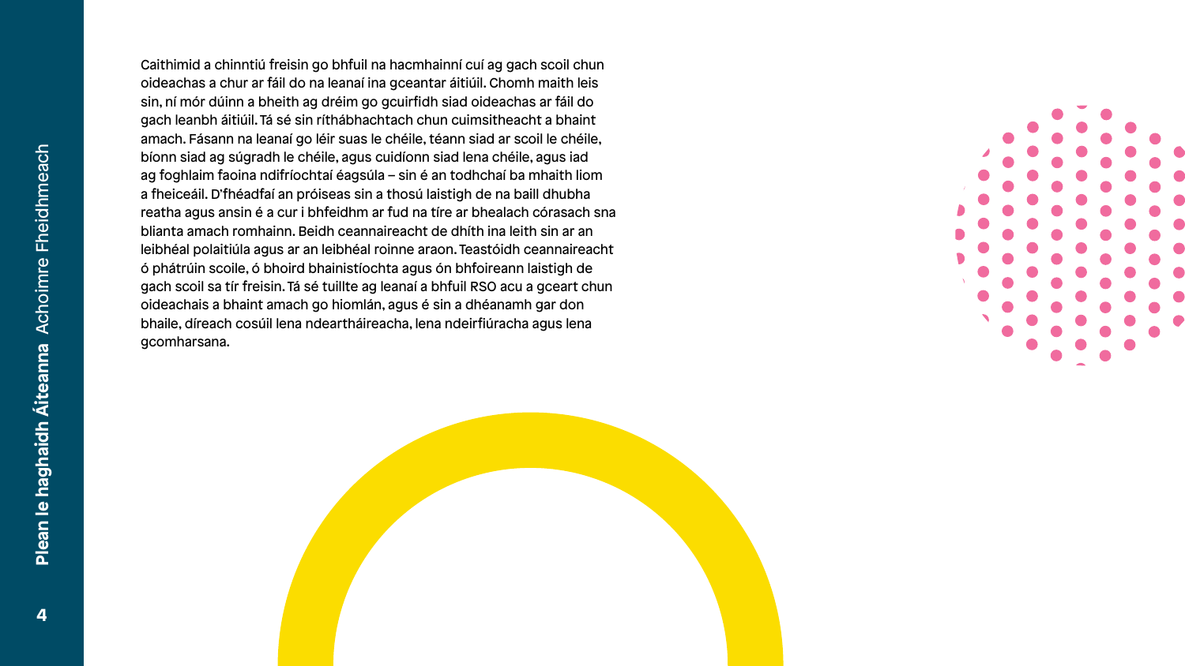Caithimid a chinntiú freisin go bhfuil na hacmhainní cuí ag gach scoil chun oideachas a chur ar fáil do na leanaí ina gceantar áitiúil. Chomh maith leis sin, ní mór dúinn a bheith ag dréim go gcuirfidh siad oideachas ar fáil do gach leanbh áitiúil. Tá sé sin ríthábhachtach chun cuimsitheacht a bhaint amach. Fásann na leanaí go léir suas le chéile, téann siad ar scoil le chéile, bíonn siad ag súgradh le chéile, agus cuidíonn siad lena chéile, agus iad ag foghlaim faoina ndifríochtaí éagsúla – sin é an todhchaí ba mhaith liom a fheiceáil. D'fhéadfaí an próiseas sin a thosú laistigh de na baill dhubha reatha agus ansin é a cur i bhfeidhm ar fud na tíre ar bhealach córasach sna blianta amach romhainn. Beidh ceannaireacht de dhíth ina leith sin ar an leibhéal polaitiúla agus ar an leibhéal roinne araon. Teastóidh ceannaireacht ó phátrúin scoile, ó bhoird bhainistíochta agus ón bhfoireann laistigh de gach scoil sa tír freisin. Tá sé tuillte ag leanaí a bhfuil RSO acu a gceart chun oideachais a bhaint amach go hiomlán, agus é sin a dhéanamh gar don bhaile, díreach cosúil lena ndeartháireacha, lena ndeirfiúracha agus lena gcomharsana.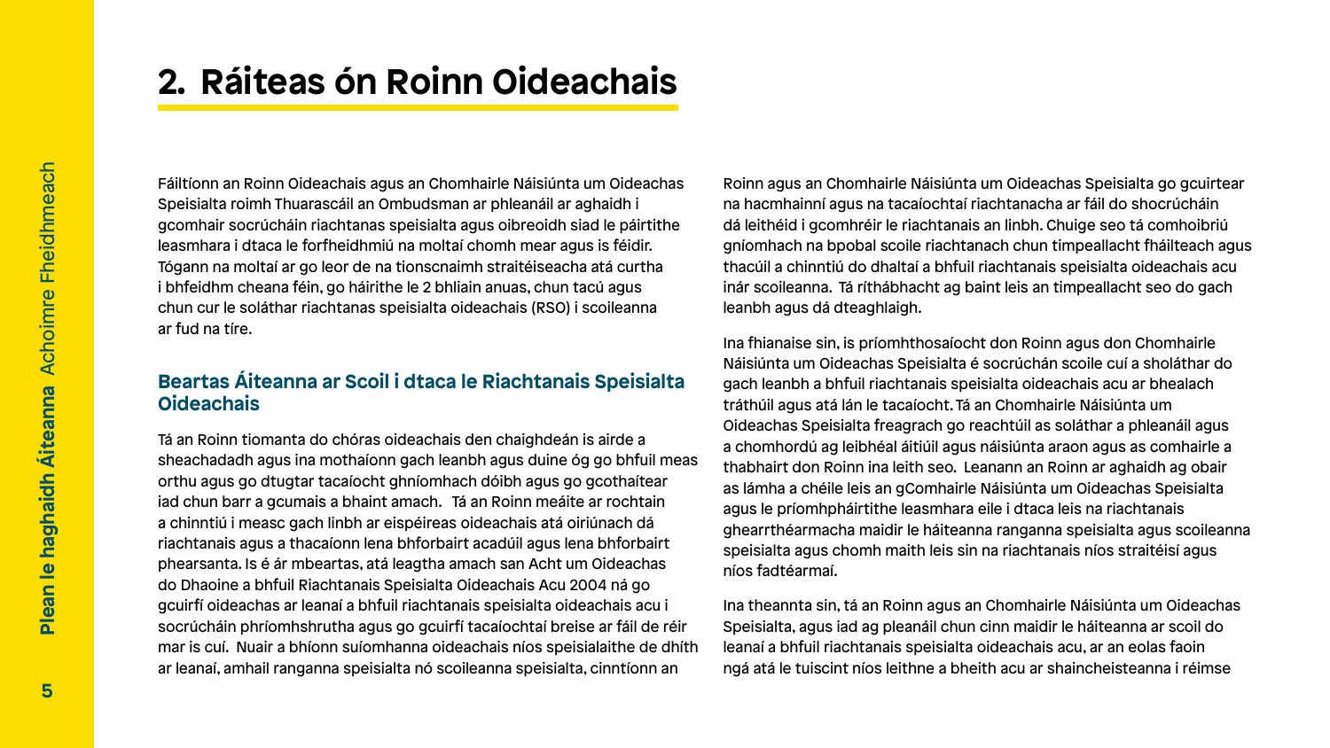## 2. Ráiteas ón Roinn Oideachais

Fáiltíonn an Roinn Oideachais agus an Chomhairle Náisiúnta um Oideachas Speisialta roimh Thuarascáil an Ombudsman ar phleanáil ar aghaidh i gcomhair socrúcháin riachtanas speisialta agus oibreoidh siad le páirtithe leasmhara i dtaca le forfheidhmiú na moltaí chomh mear agus is féidir. Tógann na moltaí ar go leor de na tionscnaimh straitéiseacha atá curtha i bhfeidhm cheana féin, go háirithe le 2 bhliain anuas, chun tacú agus chun cur le soláthar riachtanas speisialta oideachais (RSO) i scoileanna ar fud na tíre.

### Beartas Áiteanna ar Scoil i dtaca le Riachtanais Speisialta Oideachais

Tá an Roinn tiomanta do chóras oideachais den chaighdeán is airde a sheachadadh agus ina mothaíonn gach leanbh agus duine óg go bhfuil meas orthu agus go dtugtar tacaíocht ghníomhach dóibh agus go gcothaítear iad chun barr a gcumais a bhaint amach. Tá an Roinn meáite ar rochtain a chinntiú i measc gach linbh ar eispéireas oideachais atá oiriúnach dá riachtanais agus a thacaíonn lena bhforbairt acadúil agus lena bhforbairt phearsanta. Is é ár mbeartas, atá leagtha amach san Acht um Oideachas do Dhaoine a bhfuil Riachtanais Speisialta Oideachais Acu 2004 ná go gcuirfí oideachas ar leanaí a bhfuil riachtanais speisialta oideachais acu i socrúcháin phríomhshrutha agus go gcuirfí tacaíochtaí breise ar fáil de réir mar is cuí. Nuair a bhíonn suíomhanna oideachais níos speisialaithe de dhíth ar leanaí, amhail ranganna speisialta nó scoileanna speisialta, cinntíonn an Roinn agus an Chomhairle Náisiúnta um Oideachas Speisialta go gcuirtear na hacmhainní agus na tacaíochtaí riachtanacha ar fáil do shocrúcháin dá leithéid i gcomhréir le riachtanais an linbh. Chuige seo tá comhoibriú gníomhach na bpobal scoile riachtanach chun timpeallacht fháilteach agus thacúil a chinntiú do dhaltaí a bhfuil riachtanais speisialta oideachais acu inár scoileanna. Tá ríthábhacht ag baint leis an timpeallacht seo do gach leanbh agus dá dteaghlaigh.

Ina fhianaise sin, is príomhthosaíocht don Roinn agus don Chomhairle Náisiúnta um Oideachas Speisialta é socrúchán scoile cuí a sholáthar do gach leanbh a bhfuil riachtanais speisialta oideachais acu ar bhealach tráthúil agus atá lán le tacaíocht. Tá an Chomhairle Náisiúnta um Oideachas Speisialta freagrach go reachtúil as soláthar a phleanáil agus a chomhordú ag leibhéal áitiúil agus náisiúnta araon agus as comhairle a thabhairt don Roinn ina leith seo. Leanann an Roinn ar aghaidh ag obair as lámha a chéile leis an gComhairle Náisiúnta um Oideachas Speisialta agus le príomhpháirtithe leasmhara eile i dtaca leis na riachtanais ghearrthéarmacha maidir le háiteanna ranganna speisialta agus scoileanna speisialta agus chomh maith leis sin na riachtanais níos straitéisí agus níos fadtéarmaí.

Ina theannta sin, tá an Roinn agus an Chomhairle Náisiúnta um Oideachas Speisialta, agus iad ag pleanáil chun cinn maidir le háiteanna ar scoil do leanaí a bhfuil riachtanais speisialta oideachais acu, ar an eolas faoin ngá atá le tuiscint níos leithne a bheith acu ar shaincheisteanna i réimse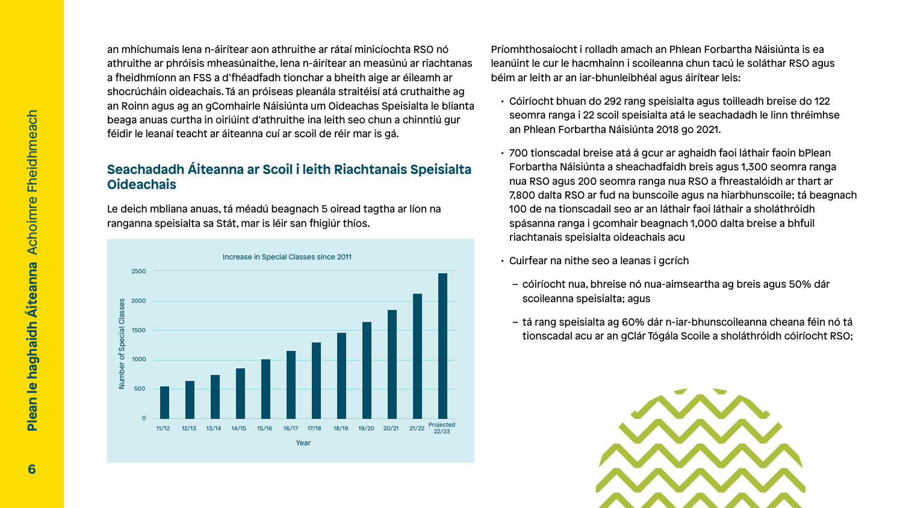an mhíchumais lena n-áirítear aon athruithe ar rátaí minicíochta RSO nó athruithe ar phróisis mheasúnaithe, lena n-áirítear an measúnú ar riachtanas a fheidhmíonn an FSS a d'fhéadfadh tionchar a bheith aige ar éileamh ar shocrúcháin oideachais. Tá an próiseas pleanála straitéisí atá cruthaithe ag an Roinn agus ag an gComhairle Náisiúnta um Oideachas Speisialta le blianta beaga anuas curtha in oiriúint d'athruithe ina leith seo chun a chinntiú gur féidir le leanaí teacht ar áiteanna cuí ar scoil de réir mar is gá.

## Seachadadh Áiteanna ar Scoil i leith Riachtanais Speisialta Oideachais

Le deich mbliana anuas, tá méadú beagnach 5 oiread tagtha ar líon na ranganna speisialta sa Stát, mar is léir san fhigiúr thíos.

**Increase in Special Classes since 2011**

(Bar chart — Y axis: Number of Special Classes, 0–2500; X axis: Year: 11/12, 12/13, 13/14, 14/15, 15/16, 16/17, 17/18, 18/19, 19/20, 20/21, 21/22, Projected 22/23)

Príomhthosaíocht i rolladh amach an Phlean Forbartha Náisiúnta is ea leanúint le cur le hacmhainn i scoileanna chun tacú le soláthar RSO agus béim ar leith ar an iar-bhunleibhéal agus áirítear leis:

- Cóiríocht bhuan do 292 rang speisialta agus toilleadh breise do 122 seomra ranga i 22 scoil speisialta atá le seachadadh le linn thréimhse an Phlean Forbartha Náisiúnta 2018 go 2021.
- 700 tionscadal breise atá á gcur ar aghaidh faoi láthair faoin bPlean Forbartha Náisiúnta a sheachadfaidh breis agus 1,300 seomra ranga nua RSO agus 200 seomra ranga nua RSO a fhreastalóidh ar thart ar 7,800 dalta RSO ar fud na bunscoile agus na hiarbhunscoile; tá beagnach 100 de na tionscadail seo ar an láthair faoi láthair a sholáthróidh spásanna ranga i gcomhair beagnach 1,000 dalta breise a bhfuil riachtanais speisialta oideachais acu
- Cuirfear na nithe seo a leanas i gcrích
  - cóiríocht nua, bhreise nó nua-aimseartha ag breis agus 50% dár scoileanna speisialta; agus
  - tá rang speisialta ag 60% dár n-iar-bhunscoileanna cheana féin nó tá tionscadal acu ar an gClár Tógála Scoile a sholáthróidh cóiríocht RSO;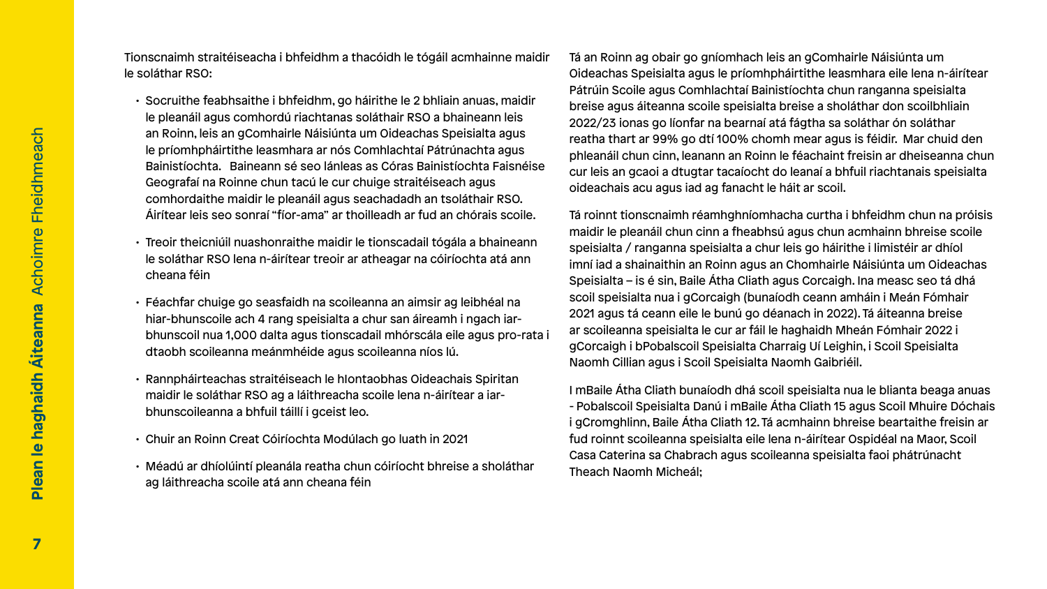Tionscnaimh straitéiseacha i bhfeidhm a thacóidh le tógáil acmhainne maidir le soláthar RSO:

- Socruithe feabhsaithe i bhfeidhm, go háirithe le 2 bhliain anuas, maidir le pleanáil agus comhordú riachtanas soláthair RSO a bhaineann leis an Roinn, leis an gComhairle Náisiúnta um Oideachas Speisialta agus le príomhpháirtithe leasmhara ar nós Comhlachtaí Pátrúnachta agus Bainistíochta. Baineann sé seo lánleas as Córas Bainistíochta Faisnéise Geografaí na Roinne chun tacú le cur chuige straitéiseach agus comhordaithe maidir le pleanáil agus seachadadh an tsoláthair RSO. Áirítear leis seo sonraí "fíor-ama" ar thoilleadh ar fud an chórais scoile.
- Treoir theicniúil nuashonraithe maidir le tionscadail tógála a bhaineann le soláthar RSO lena n-áirítear treoir ar atheagar na cóiríochta atá ann cheana féin
- Féachfar chuige go seasfaidh na scoileanna an aimsir ag leibhéal na hiar-bhunscoile ach 4 rang speisialta a chur san áireamh i ngach iar-bhunscoil nua 1,000 dalta agus tionscadail mhórscála eile agus pro-rata i dtaobh scoileanna meánmhéide agus scoileanna níos lú.
- Rannpháirteachas straitéiseach le hIontaobhas Oideachais Spiritan maidir le soláthar RSO ag a láithreacha scoile lena n-áirítear a iar-bhunscoileanna a bhfuil táillí i gceist leo.
- Chuir an Roinn Creat Cóiríochta Modúlach go luath in 2021
- Méadú ar dhíolúintí pleanála reatha chun cóiríocht bhreise a sholáthar ag láithreacha scoile atá ann cheana féin

Tá an Roinn ag obair go gníomhach leis an gComhairle Náisiúnta um Oideachas Speisialta agus le príomhpháirtithe leasmhara eile lena n-áirítear Pátrúin Scoile agus Comhlachtaí Bainistíochta chun ranganna speisialta breise agus áiteanna scoile speisialta breise a sholáthar don scoilbhliain 2022/23 ionas go líonfar na bearnaí atá fágtha sa soláthar ón soláthar reatha thart ar 99% go dtí 100% chomh mear agus is féidir. Mar chuid den phleanáil chun cinn, leanann an Roinn le féachaint freisin ar dheiseanna chun cur leis an gcaoi a dtugtar tacaíocht do leanaí a bhfuil riachtanais speisialta oideachais acu agus iad ag fanacht le háit ar scoil.

Tá roinnt tionscnaimh réamhghníomhacha curtha i bhfeidhm chun na próisis maidir le pleanáil chun cinn a fheabhsú agus chun acmhainn bhreise scoile speisialta / ranganna speisialta a chur leis go háirithe i limistéir ar dhíol imní iad a shainaithin an Roinn agus an Chomhairle Náisiúnta um Oideachas Speisialta – is é sin, Baile Átha Cliath agus Corcaigh. Ina measc seo tá dhá scoil speisialta nua i gCorcaigh (bunaíodh ceann amháin i Meán Fómhair 2021 agus tá ceann eile le bunú go déanach in 2022). Tá áiteanna breise ar scoileanna speisialta le cur ar fáil le haghaidh Mheán Fómhair 2022 i gCorcaigh i bPobalscoil Speisialta Charraig Uí Leighin, i Scoil Speisialta Naomh Cillian agus i Scoil Speisialta Naomh Gabriéil.

I mBaile Átha Cliath bunaíodh dhá scoil speisialta nua le blianta beaga anuas - Pobalscoil Speisialta Danú i mBaile Átha Cliath 15 agus Scoil Mhuire Dóchais i gCromghlinn, Baile Átha Cliath 12. Tá acmhainn bhreise beartaithe freisin ar fud roinnt scoileanna speisialta eile lena n-áirítear Ospidéal na Maor, Scoil Casa Caterina sa Chabrach agus scoileanna speisialta faoi phátrúnacht Theach Naomh Micheál;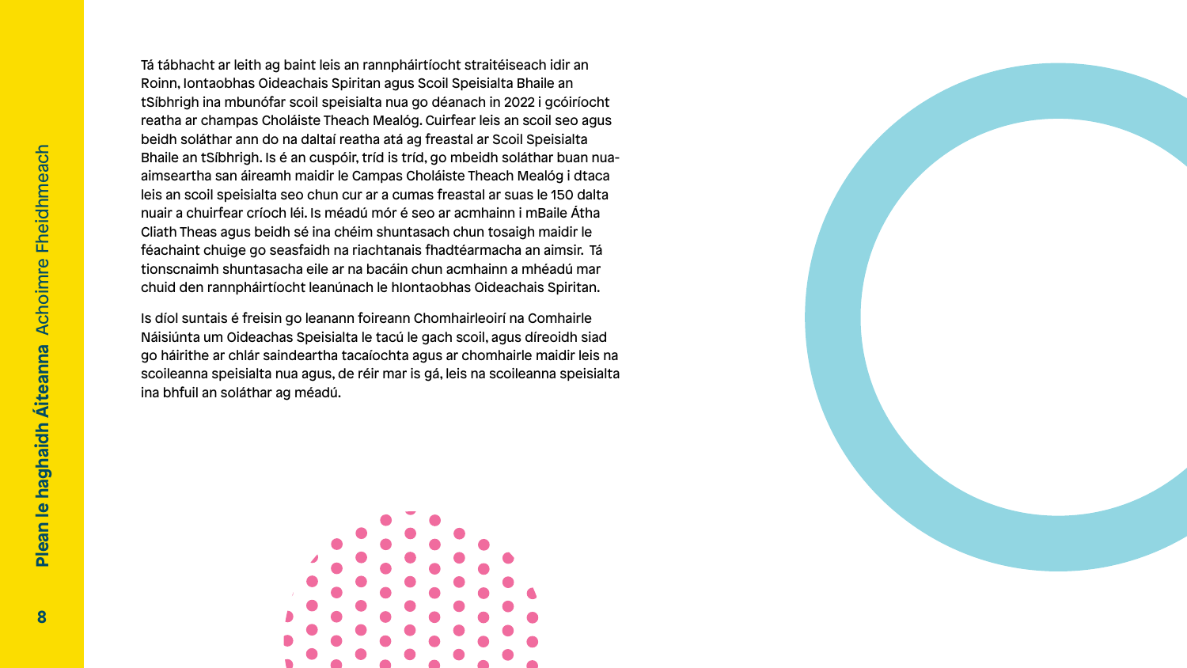Tá tábhacht ar leith ag baint leis an rannpháirtíocht straitéiseach idir an Roinn, Iontaobhas Oideachais Spiritan agus Scoil Speisialta Bhaile an tSíbhrigh ina mbunófar scoil speisialta nua go déanach in 2022 i gcóiríocht reatha ar champas Choláiste Theach Mealóg. Cuirfear leis an scoil seo agus beidh soláthar ann do na daltaí reatha atá ag freastal ar Scoil Speisialta Bhaile an tSíbhrigh. Is é an cuspóir, tríd is tríd, go mbeidh soláthar buan nua-aimseartha san áireamh maidir le Campas Choláiste Theach Mealóg i dtaca leis an scoil speisialta seo chun cur ar a cumas freastal ar suas le 150 dalta nuair a chuirfear críoch léi. Is méadú mór é seo ar acmhainn i mBaile Átha Cliath Theas agus beidh sé ina chéim shuntasach chun tosaigh maidir le féachaint chuige go seasfaidh na riachtanais fhadtéarmacha an aimsir. Tá tionscnaimh shuntasacha eile ar na bacáin chun acmhainn a mhéadú mar chuid den rannpháirtíocht leanúnach le hIontaobhas Oideachais Spiritan.

Is díol suntais é freisin go leanann foireann Chomhairleoirí na Comhairle Náisiúnta um Oideachas Speisialta le tacú le gach scoil, agus díreoidh siad go háirithe ar chlár saindeartha tacaíochta agus ar chomhairle maidir leis na scoileanna speisialta nua agus, de réir mar is gá, leis na scoileanna speisialta ina bhfuil an soláthar ag méadú.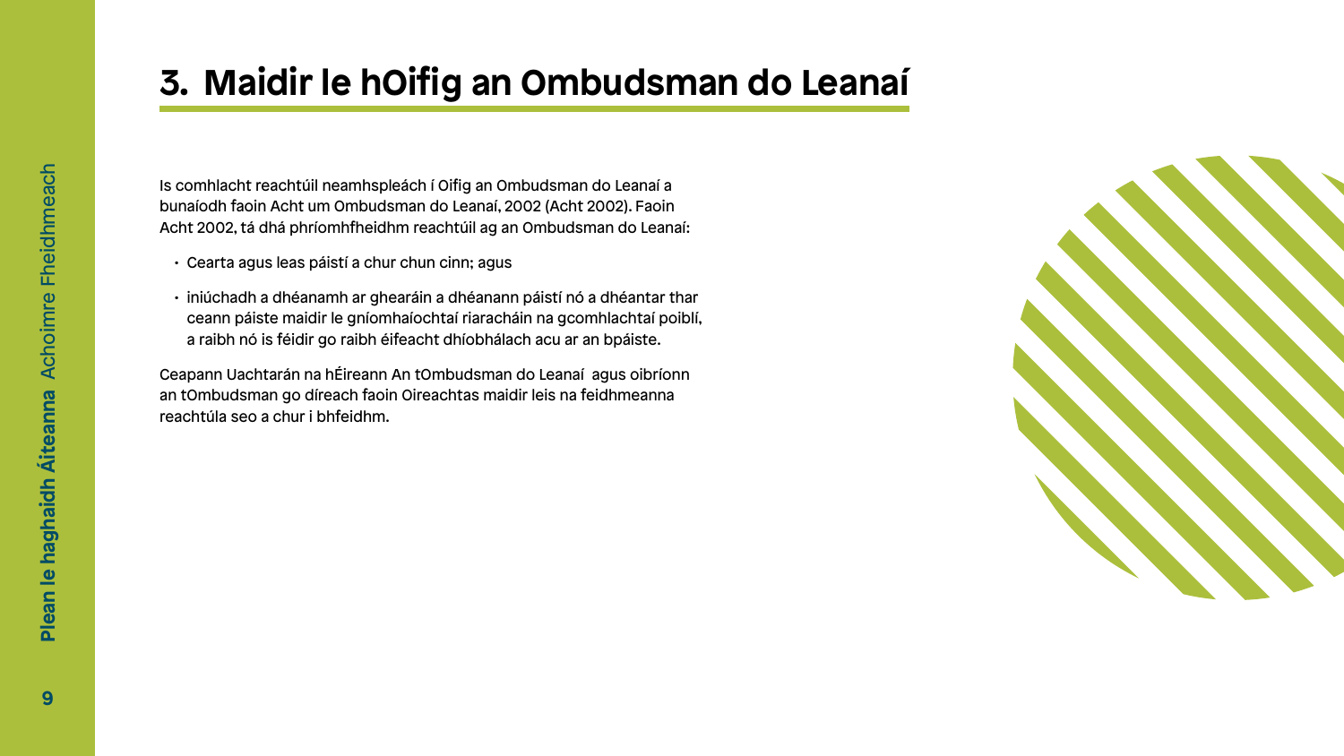# 3. Maidir le hOifig an Ombudsman do Leanaí

Is comhlacht reachtúil neamhspleách í Oifig an Ombudsman do Leanaí a bunaíodh faoin Acht um Ombudsman do Leanaí, 2002 (Acht 2002). Faoin Acht 2002, tá dhá phríomhfheidhm reachtúil ag an Ombudsman do Leanaí:

- Cearta agus leas páistí a chur chun cinn; agus
- iniúchadh a dhéanamh ar ghearáin a dhéanann páistí nó a dhéantar thar ceann páiste maidir le gníomhaíochtaí riaracháin na gcomhlachtaí poiblí, a raibh nó is féidir go raibh éifeacht dhíobhálach acu ar an bpáiste.

Ceapann Uachtarán na hÉireann An tOmbudsman do Leanaí agus oibríonn an tOmbudsman go díreach faoin Oireachtas maidir leis na feidhmeanna reachtúla seo a chur i bhfeidhm.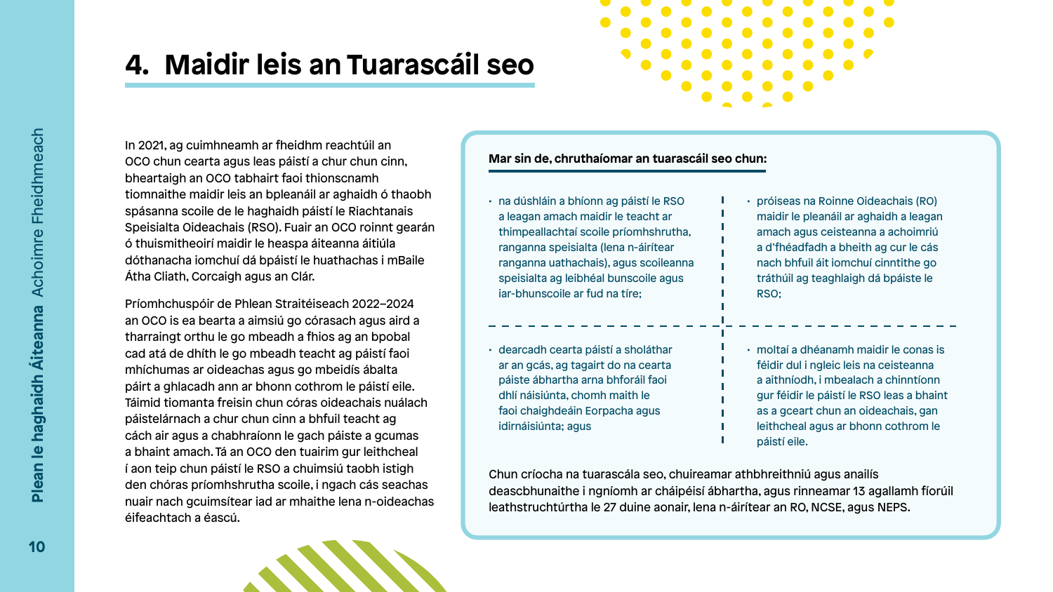# 4. Maidir leis an Tuarascáil seo

In 2021, ag cuimhneamh ar fheidhm reachtúil an OCO chun cearta agus leas páistí a chur chun cinn, bheartaigh an OCO tabhairt faoi thionscnamh tiomnaithe maidir leis an bpleanáil ar aghaidh ó thaobh spásanna scoile de le haghaidh páistí le Riachtanais Speisialta Oideachais (RSO). Fuair an OCO roinnt gearán ó thuismitheoirí maidir le heaspa áiteanna áitiúla dóthanacha iomchuí dá bpáistí le huathachas i mBaile Átha Cliath, Corcaigh agus an Clár.

Príomhchuspóir de Phlean Straitéiseach 2022–2024 an OCO is ea bearta a aimsiú go córasach agus aird a tharraingt orthu le go mbeadh a fhios ag an bpobal cad atá de dhíth le go mbeadh teacht ag páistí faoi mhíchumas ar oideachas agus go mbeidís ábalta páirt a ghlacadh ann ar bhonn cothrom le páistí eile. Táimid tiomanta freisin chun córas oideachais nuálach páistelárnach a chur chun cinn a bhfuil teacht ag cách air agus a chabhraíonn le gach páiste a gcumas a bhaint amach. Tá an OCO den tuairim gur leithcheal í aon teip chun páistí le RSO a chuimsiú taobh istigh den chóras príomhshrutha scoile, i ngach cás seachas nuair nach gcuimsítear iad ar mhaithe lena n-oideachas éifeachtach a éascú.

**Mar sin de, chruthaíomar an tuarascáil seo chun:**

- na dúshláin a bhíonn ag páistí le RSO a leagan amach maidir le teacht ar thimpeallachtaí scoile príomhshrutha, ranganna speisialta (lena n-áirítear ranganna uathachais), agus scoileanna speisialta ag leibhéal bunscoile agus iar-bhunscoile ar fud na tíre;
- próiseas na Roinne Oideachais (RO) maidir le pleanáil ar aghaidh a leagan amach agus ceisteanna a achoimriú a d'fhéadfadh a bheith ag cur le cás nach bhfuil áit iomchuí cinntithe go tráthúil ag teaghlaigh dá bpáiste le RSO;
- dearcadh cearta páistí a sholáthar ar an gcás, ag tagairt do na cearta páiste ábhartha arna bhforáil faoi dhlí náisiúnta, chomh maith le faoi chaighdeáin Eorpacha agus idirnáisiúnta; agus
- moltaí a dhéanamh maidir le conas is féidir dul i ngleic leis na ceisteanna a aithníodh, i mbealach a chinntíonn gur féidir le páistí le RSO leas a bhaint as a gceart chun an oideachais, gan leithcheal agus ar bhonn cothrom le páistí eile.

Chun críocha na tuarascála seo, chuireamar athbhreithniú agus anailís deascbhunaithe i ngníomh ar cháipéisí ábhartha, agus rinneamar 13 agallamh fíorúil leathstruchtúrtha le 27 duine aonair, lena n-áirítear an RO, NCSE, agus NEPS.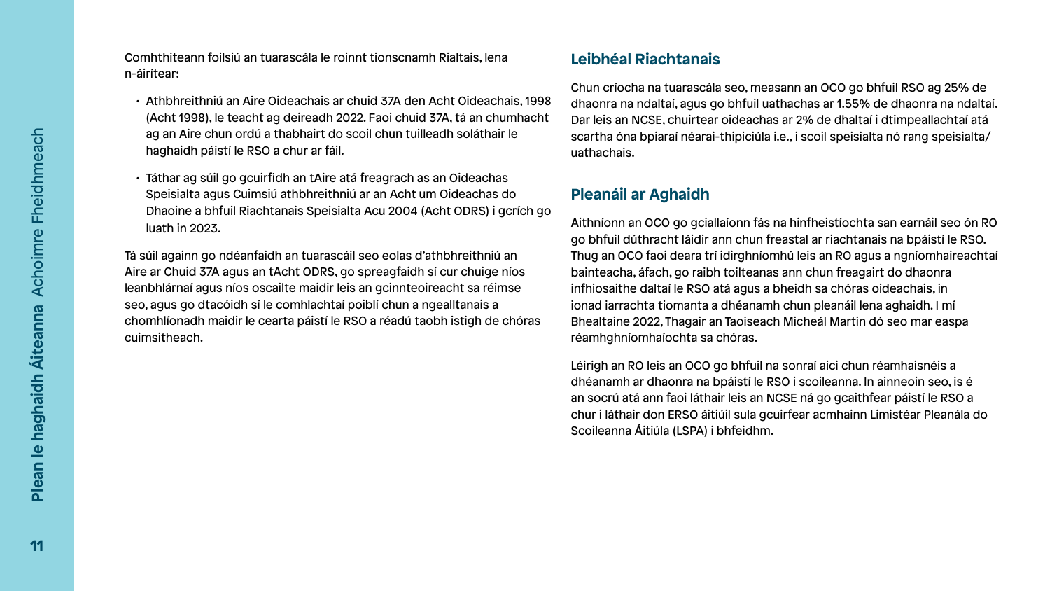Comhthiteann foilsiú an tuarascála le roinnt tionscnamh Rialtais, lena n-áirítear:

- Athbhreithniú an Aire Oideachais ar chuid 37A den Acht Oideachais, 1998 (Acht 1998), le teacht ag deireadh 2022. Faoi chuid 37A, tá an chumhacht ag an Aire chun ordú a thabhairt do scoil chun tuilleadh soláthair le haghaidh páistí le RSO a chur ar fáil.
- Táthar ag súil go gcuirfidh an tAire atá freagrach as an Oideachas Speisialta agus Cuimsiú athbhreithniú ar an Acht um Oideachas do Dhaoine a bhfuil Riachtanais Speisialta Acu 2004 (Acht ODRS) i gcrích go luath in 2023.

Tá súil againn go ndéanfaidh an tuarascáil seo eolas d'athbhreithniú an Aire ar Chuid 37A agus an tAcht ODRS, go spreagfaidh sí cur chuige níos leanbhlárnaí agus níos oscailte maidir leis an gcinnteoireacht sa réimse seo, agus go dtacóidh sí le comhlachtaí poiblí chun a ngealltanais a chomhlíonadh maidir le cearta páistí le RSO a réadú taobh istigh de chóras cuimsitheach.

## Leibhéal Riachtanais

Chun críocha na tuarascála seo, measann an OCO go bhfuil RSO ag 25% de dhaonra na ndaltaí, agus go bhfuil uathachas ar 1.55% de dhaonra na ndaltaí. Dar leis an NCSE, chuirtear oideachas ar 2% de dhaltaí i dtimpeallachtaí atá scartha óna bpiaraí néarai-thipiciúla i.e., i scoil speisialta nó rang speisialta/uathachais.

## Pleanáil ar Aghaidh

Aithníonn an OCO go gciallaíonn fás na hinfheistíochta san earnáil seo ón RO go bhfuil dúthracht láidir ann chun freastal ar riachtanais na bpáistí le RSO. Thug an OCO faoi deara trí idirghníomhú leis an RO agus a ngníomhaireachtaí bainteacha, áfach, go raibh toilteanas ann chun freagairt do dhaonra infhiosaithe daltaí le RSO atá agus a bheidh sa chóras oideachais, in ionad iarrachta tiomanta a dhéanamh chun pleanáil lena aghaidh. I mí Bhealtaine 2022, Thagair an Taoiseach Micheál Martin dó seo mar easpa réamhghníomhaíochta sa chóras.

Léirigh an RO leis an OCO go bhfuil na sonraí aici chun réamhaisnéis a dhéanamh ar dhaonra na bpáistí le RSO i scoileanna. In ainneoin seo, is é an socrú atá ann faoi láthair leis an NCSE ná go gcaithfear páistí le RSO a chur i láthair don ERSO áitiúil sula gcuirfear acmhainn Limistéar Pleanála do Scoileanna Áitiúla (LSPA) i bhfeidhm.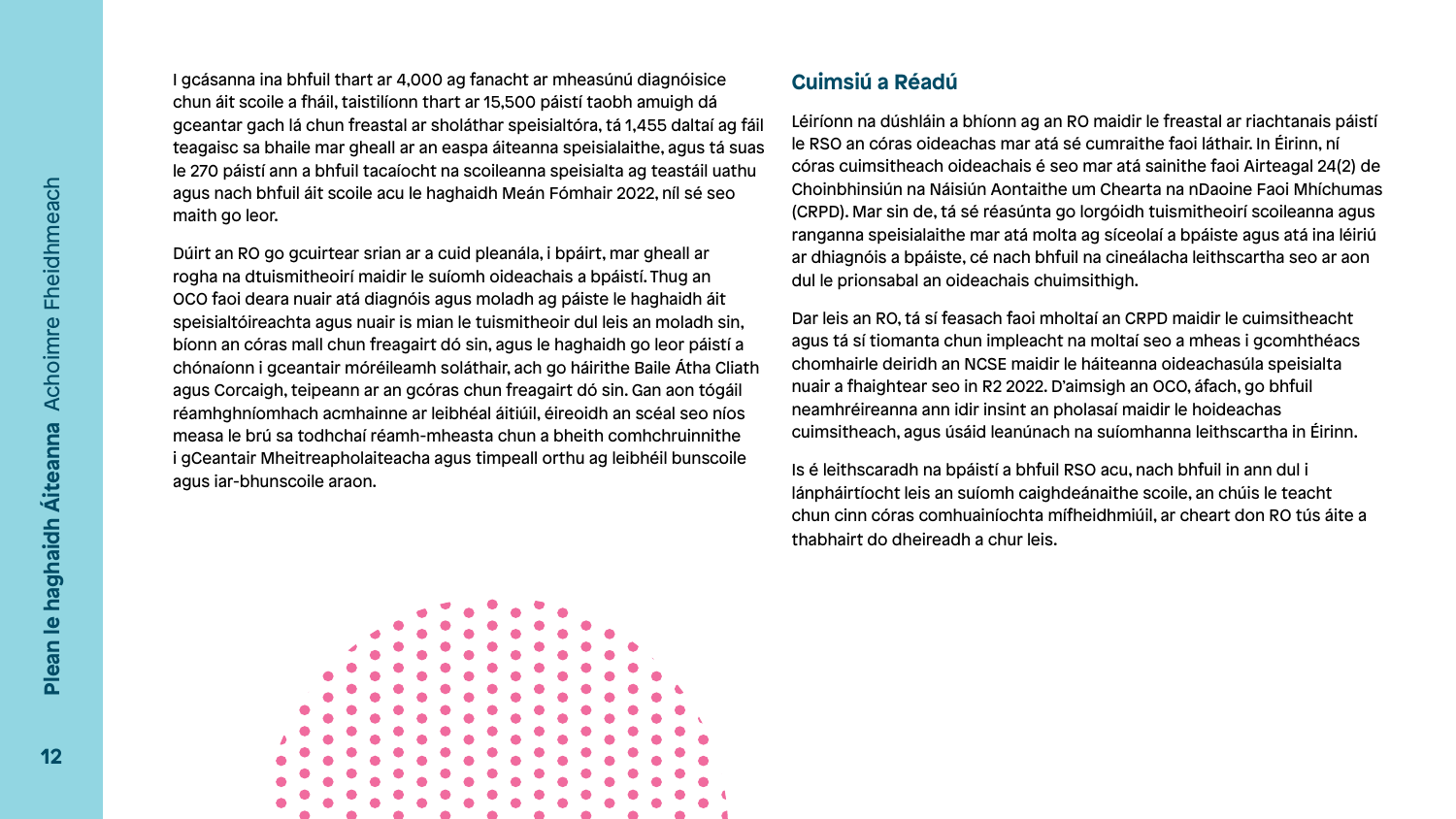I gcásanna ina bhfuil thart ar 4,000 ag fanacht ar mheasúnú diagnóisice chun áit scoile a fháil, taistilíonn thart ar 15,500 páistí taobh amuigh dá gceantar gach lá chun freastal ar sholáthar speisialtóra, tá 1,455 daltaí ag fáil teagaisc sa bhaile mar gheall ar an easpa áiteanna speisialaithe, agus tá suas le 270 páistí ann a bhfuil tacaíocht na scoileanna speisialta ag teastáil uathu agus nach bhfuil áit scoile acu le haghaidh Meán Fómhair 2022, níl sé seo maith go leor.

Dúirt an RO go gcuirtear srian ar a cuid pleanála, i bpáirt, mar gheall ar rogha na dtuismitheoirí maidir le suíomh oideachais a bpáistí. Thug an OCO faoi deara nuair atá diagnóis agus moladh ag páiste le haghaidh áit speisialtóireachta agus nuair is mian le tuismitheoir dul leis an moladh sin, bíonn an córas mall chun freagairt dó sin, agus le haghaidh go leor páistí a chónaíonn i gceantair móréileamh soláthair, ach go háirithe Baile Átha Cliath agus Corcaigh, teipeann ar an gcóras chun freagairt dó sin. Gan aon tógáil réamhghníomhach acmhainne ar leibhéal áitiúil, éireoidh an scéal seo níos measa le brú sa todhchaí réamh-mheasta chun a bheith comhchruinnithe i gCeantair Mheitreapholaiteacha agus timpeall orthu ag leibhéil bunscoile agus iar-bhunscoile araon.

## Cuimsiú a Réadú

Léiríonn na dúshláin a bhíonn ag an RO maidir le freastal ar riachtanais páistí le RSO an córas oideachas mar atá sé cumraithe faoi láthair. In Éirinn, ní córas cuimsitheach oideachais é seo mar atá sainithe faoi Airteagal 24(2) de Choinbhinsiún na Náisiún Aontaithe um Chearta na nDaoine Faoi Mhíchumas (CRPD). Mar sin de, tá sé réasúnta go lorgóidh tuismitheoirí scoileanna agus ranganna speisialaithe mar atá molta ag síceolaí a bpáiste agus atá ina léiriú ar dhiagnóis a bpáiste, cé nach bhfuil na cineálacha leithscartha seo ar aon dul le prionsabal an oideachais chuimsithigh.

Dar leis an RO, tá sí feasach faoi mholtaí an CRPD maidir le cuimsitheacht agus tá sí tiomanta chun impleacht na moltaí seo a mheas i gcomhthéacs chomhairle deiridh an NCSE maidir le háiteanna oideachasúla speisialta nuair a fhaightear seo in R2 2022. D'aimsigh an OCO, áfach, go bhfuil neamhréireanna ann idir insint an pholasaí maidir le hoideachas cuimsitheach, agus úsáid leanúnach na suíomhanna leithscartha in Éirinn.

Is é leithscaradh na bpáistí a bhfuil RSO acu, nach bhfuil in ann dul i lánpháirtíocht leis an suíomh caighdeánaithe scoile, an chúis le teacht chun cinn córas comhuainíochta mífheidhmiúil, ar cheart don RO tús áite a thabhairt do dheireadh a chur leis.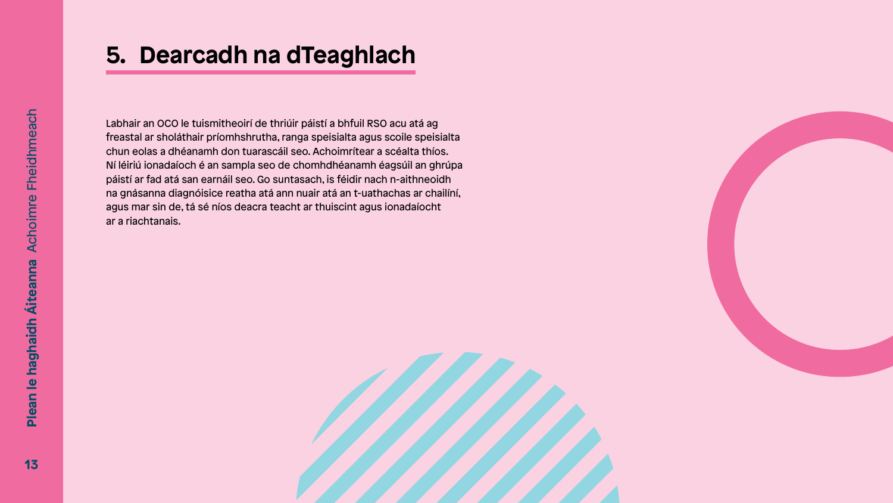## 5. Dearcadh na dTeaghlach

Labhair an OCO le tuismitheoirí de thriúir páistí a bhfuil RSO acu atá ag freastal ar sholáthair príomhshrutha, ranga speisialta agus scoile speisialta chun eolas a dhéanamh don tuarascáil seo. Achoimrítear a scéalta thíos. Ní léiriú ionadaíoch é an sampla seo de chomhdhéanamh éagsúil an ghrúpa páistí ar fad atá san earnáil seo. Go suntasach, is féidir nach n-aithneoidh na gnásanna diagnóisice reatha atá ann nuair atá an t-uathachas ar chailíní, agus mar sin de, tá sé níos deacra teacht ar thuiscint agus ionadaíocht ar a riachtanais.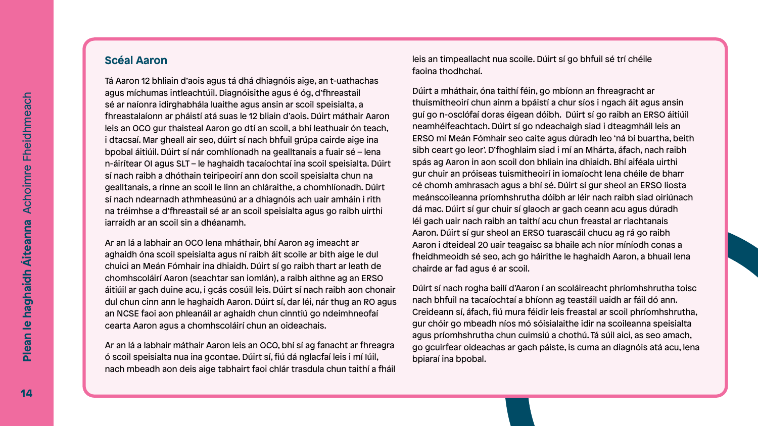## Scéal Aaron

Tá Aaron 12 bhliain d'aois agus tá dhá dhiagnóis aige, an t-uathachas agus míchumas intleachtúil. Diagnóisithe agus é óg, d'fhreastail sé ar naíonra idirghabhála luaithe agus ansin ar scoil speisialta, a fhreastalaíonn ar pháistí atá suas le 12 bliain d'aois. Dúirt máthair Aaron leis an OCO gur thaisteal Aaron go dtí an scoil, a bhí leathuair ón teach, i dtacsaí. Mar gheall air seo, dúirt sí nach bhfuil grúpa cairde aige ina bpobal áitiúil. Dúirt sí nár comhlíonadh na gealltanais a fuair sé – lena n-áirítear OI agus SLT – le haghaidh tacaíochtaí ina scoil speisialta. Dúirt sí nach raibh a dhóthain teiripeoirí ann don scoil speisialta chun na gealltanais, a rinne an scoil le linn an chláraithe, a chomhlíonadh. Dúirt sí nach ndearnadh athmheasúnú ar a dhiagnóis ach uair amháin i rith na tréimhse a d'fhreastail sé ar an scoil speisialta agus go raibh uirthi iarraidh ar an scoil sin a dhéanamh.

Ar an lá a labhair an OCO lena mháthair, bhí Aaron ag imeacht ar aghaidh óna scoil speisialta agus ní raibh áit scoile ar bith aige le dul chuici an Meán Fómhair ina dhiaidh. Dúirt sí go raibh thart ar leath de chomhscoláirí Aaron (seachtar san iomlán), a raibh aithne ag an ERSO áitiúil ar gach duine acu, i gcás cosúil leis. Dúirt sí nach raibh aon chonair dul chun cinn ann le haghaidh Aaron. Dúirt sí, dar léi, nár thug an RO agus an NCSE faoi aon phleanáil ar aghaidh chun cinntiú go ndeimhneofaí cearta Aaron agus a chomhscoláirí chun an oideachais.

Ar an lá a labhair máthair Aaron leis an OCO, bhí sí ag fanacht ar fhreagra ó scoil speisialta nua ina gcontae. Dúirt sí, fiú dá nglacfaí leis i mí Iúil, nach mbeadh aon deis aige tabhairt faoi chlár trasdula chun taithí a fháil leis an timpeallacht nua scoile. Dúirt sí go bhfuil sé trí chéile faoina thodhchaí.

Dúirt a mháthair, óna taithí féin, go mbíonn an fhreagracht ar thuismitheoirí chun ainm a bpáistí a chur síos i ngach áit agus ansin guí go n-osclófaí doras éigean dóibh. Dúirt sí go raibh an ERSO áitiúil neamhéifeachtach. Dúirt sí go ndeachaigh siad i dteagmháil leis an ERSO mí Meán Fómhair seo caite agus dúradh leo 'ná bí buartha, beith sibh ceart go leor'. D'fhoghlaim siad i mí an Mhárta, áfach, nach raibh spás ag Aaron in aon scoil don bhliain ina dhiaidh. Bhí aiféala uirthi gur chuir an próiseas tuismitheoirí in iomaíocht lena chéile de bharr cé chomh amhrasach agus a bhí sé. Dúirt sí gur sheol an ERSO liosta meánscoileanna príomhshrutha dóibh ar léir nach raibh siad oiriúnach dá mac. Dúirt sí gur chuir sí glaoch ar gach ceann acu agus dúradh léi gach uair nach raibh an taithí acu chun freastal ar riachtanais Aaron. Dúirt sí gur sheol an ERSO tuarascáil chucu ag rá go raibh Aaron i dteideal 20 uair teagaisc sa bhaile ach níor míníodh conas a fheidhmeoidh sé seo, ach go háirithe le haghaidh Aaron, a bhuail lena chairde ar fad agus é ar scoil.

Dúirt sí nach rogha bailí d'Aaron í an scoláireacht phríomhshrutha toisc nach bhfuil na tacaíochtaí a bhíonn ag teastáil uaidh ar fáil dó ann. Creideann sí, áfach, fiú mura féidir leis freastal ar scoil phríomhshrutha, gur chóir go mbeadh níos mó sóisialaithe idir na scoileanna speisialta agus príomhshrutha chun cuimsiú a chothú. Tá súil aici, as seo amach, go gcuirfear oideachas ar gach páiste, is cuma an diagnóis atá acu, lena bpiaraí ina bpobal.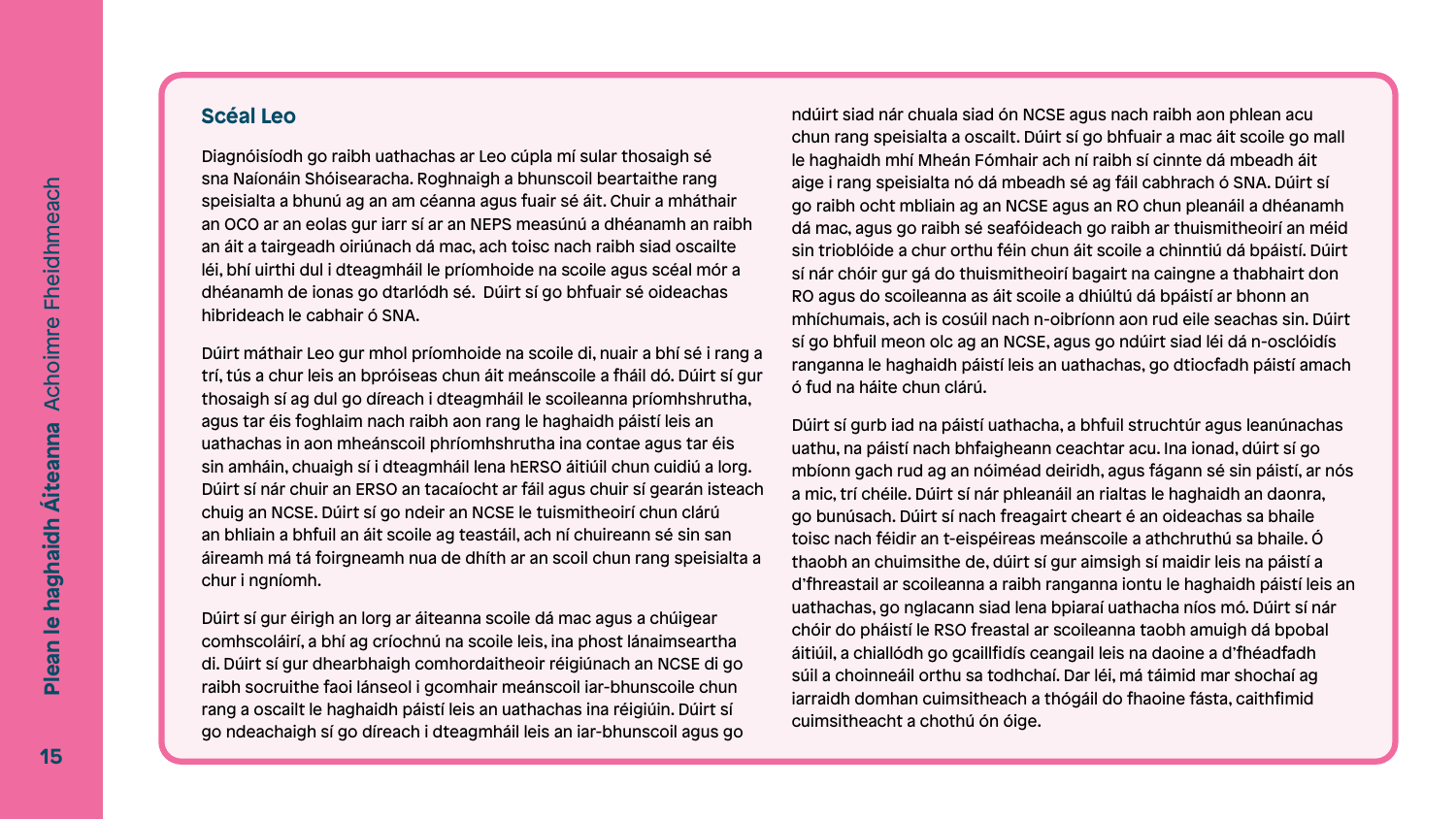## Scéal Leo

Diagnóisíodh go raibh uathachas ar Leo cúpla mí sular thosaigh sé sna Naíonáin Shóisearacha. Roghnaigh a bhunscoil beartaithe rang speisialta a bhunú ag an am céanna agus fuair sé áit. Chuir a mháthair an OCO ar an eolas gur iarr sí ar an NEPS measúnú a dhéanamh an raibh an áit a tairgeadh oiriúnach dá mac, ach toisc nach raibh siad oscailte léi, bhí uirthi dul i dteagmháil le príomhoide na scoile agus scéal mór a dhéanamh de ionas go dtarlódh sé. Dúirt sí go bhfuair sé oideachas hibrideach le cabhair ó SNA.

Dúirt máthair Leo gur mhol príomhoide na scoile di, nuair a bhí sé i rang a trí, tús a chur leis an bpróiseas chun áit meánscoile a fháil dó. Dúirt sí gur thosaigh sí ag dul go díreach i dteagmháil le scoileanna príomhshrutha, agus tar éis foghlaim nach raibh aon rang le haghaidh páistí leis an uathachas in aon mheánscoil phríomhshrutha ina contae agus tar éis sin amháin, chuaigh sí i dteagmháil lena hERSO áitiúil chun cuidiú a lorg. Dúirt sí nár chuir an ERSO an tacaíocht ar fáil agus chuir sí gearán isteach chuig an NCSE. Dúirt sí go ndeir an NCSE le tuismitheoirí chun clárú an bhliain a bhfuil an áit scoile ag teastáil, ach ní chuireann sé sin san áireamh má tá foirgneamh nua de dhíth ar an scoil chun rang speisialta a chur i ngníomh.

Dúirt sí gur éirigh an lorg ar áiteanna scoile dá mac agus a chúigear comhscoláirí, a bhí ag críochnú na scoile leis, ina phost lánaimseartha di. Dúirt sí gur dhearbhaigh comhordaitheoir réigiúnach an NCSE di go raibh socruithe faoi lánseol i gcomhair meánscoil iar-bhunscoile chun rang a oscailt le haghaidh páistí leis an uathachas ina réigiúin. Dúirt sí go ndeachaigh sí go díreach i dteagmháil leis an iar-bhunscoil agus go ndúirt siad nár chuala siad ón NCSE agus nach raibh aon phlean acu chun rang speisialta a oscailt. Dúirt sí go bhfuair a mac áit scoile go mall le haghaidh mhí Mheán Fómhair ach ní raibh sí cinnte dá mbeadh áit aige i rang speisialta nó dá mbeadh sé ag fáil cabhrach ó SNA. Dúirt sí go raibh ocht mbliain ag an NCSE agus an RO chun pleanáil a dhéanamh dá mac, agus go raibh sé seafóideach go raibh ar thuismitheoirí an méid sin trioblóide a chur orthu féin chun áit scoile a chinntiú dá bpáistí. Dúirt sí nár chóir gur gá do thuismitheoirí bagairt na caingne a thabhairt don RO agus do scoileanna as áit scoile a dhiúltú dá bpáistí ar bhonn an mhíchumais, ach is cosúil nach n-oibríonn aon rud eile seachas sin. Dúirt sí go bhfuil meon olc ag an NCSE, agus go ndúirt siad léi dá n-osclóidís ranganna le haghaidh páistí leis an uathachas, go dtiocfadh páistí amach ó fud na háite chun clárú.

Dúirt sí gurb iad na páistí uathacha, a bhfuil struchtúr agus leanúnachas uathu, na páistí nach bhfaigheann ceachtar acu. Ina ionad, dúirt sí go mbíonn gach rud ag an nóiméad deiridh, agus fágann sé sin páistí, ar nós a mic, trí chéile. Dúirt sí nár phleanáil an rialtas le haghaidh an daonra, go bunúsach. Dúirt sí nach freagairt cheart é an oideachas sa bhaile toisc nach féidir an t-eispéireas meánscoile a athchruthú sa bhaile. Ó thaobh an chuimsithe de, dúirt sí gur aimsigh sí maidir leis na páistí a d'fhreastail ar scoileanna a raibh ranganna iontu le haghaidh páistí leis an uathachas, go nglacann siad lena bpiaraí uathacha níos mó. Dúirt sí nár chóir do pháistí le RSO freastal ar scoileanna taobh amuigh dá bpobal áitiúil, a chiallódh go gcaillfidís ceangail leis na daoine a d'fhéadfadh súil a choinneáil orthu sa todhchaí. Dar léi, má táimid mar shochaí ag iarraidh domhan cuimsitheach a thógáil do fhaoine fásta, caithfimid cuimsitheacht a chothú ón óige.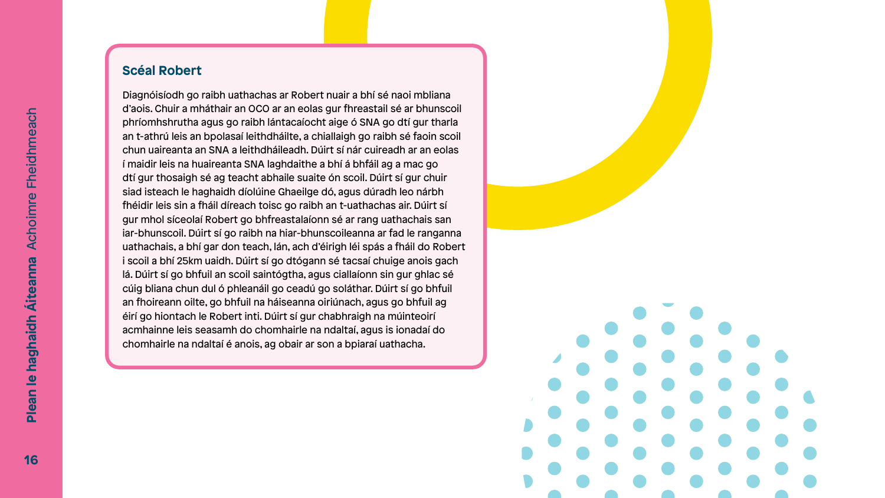### Scéal Robert

Diagnóisíodh go raibh uathachas ar Robert nuair a bhí sé naoi mbliana d'aois. Chuir a mháthair an OCO ar an eolas gur fhreastail sé ar bhunscoil phríomhshrutha agus go raibh lántacaíocht aige ó SNA go dtí gur tharla an t-athrú leis an bpolasaí leithdháilte, a chiallaigh go raibh sé faoin scoil chun uaireanta an SNA a leithdháileadh. Dúirt sí nár cuireadh ar an eolas í maidir leis na huaireanta SNA laghdaithe a bhí á bhfáil ag a mac go dtí gur thosaigh sé ag teacht abhaile suaite ón scoil. Dúirt sí gur chuir siad isteach le haghaidh díolúine Ghaeilge dó, agus dúradh leo nárbh fhéidir leis sin a fháil díreach toisc go raibh an t-uathachas air. Dúirt sí gur mhol síceolaí Robert go bhfreastalaíonn sé ar rang uathachais san iar-bhunscoil. Dúirt sí go raibh na hiar-bhunscoileanna ar fad le ranganna uathachais, a bhí gar don teach, lán, ach d'éirigh léi spás a fháil do Robert i scoil a bhí 25km uaidh. Dúirt sí go dtógann sé tacsaí chuige anois gach lá. Dúirt sí go bhfuil an scoil saintógtha, agus ciallaíonn sin gur ghlac sé cúig bliana chun dul ó phleanáil go ceadú go soláthar. Dúirt sí go bhfuil an fhoireann oilte, go bhfuil na háiseanna oiriúnach, agus go bhfuil ag éirí go hiontach le Robert inti. Dúirt sí gur chabhraigh na múinteoirí acmhainne leis seasamh do chomhairle na ndaltaí, agus is ionadaí do chomhairle na ndaltaí é anois, ag obair ar son a bpiaraí uathacha.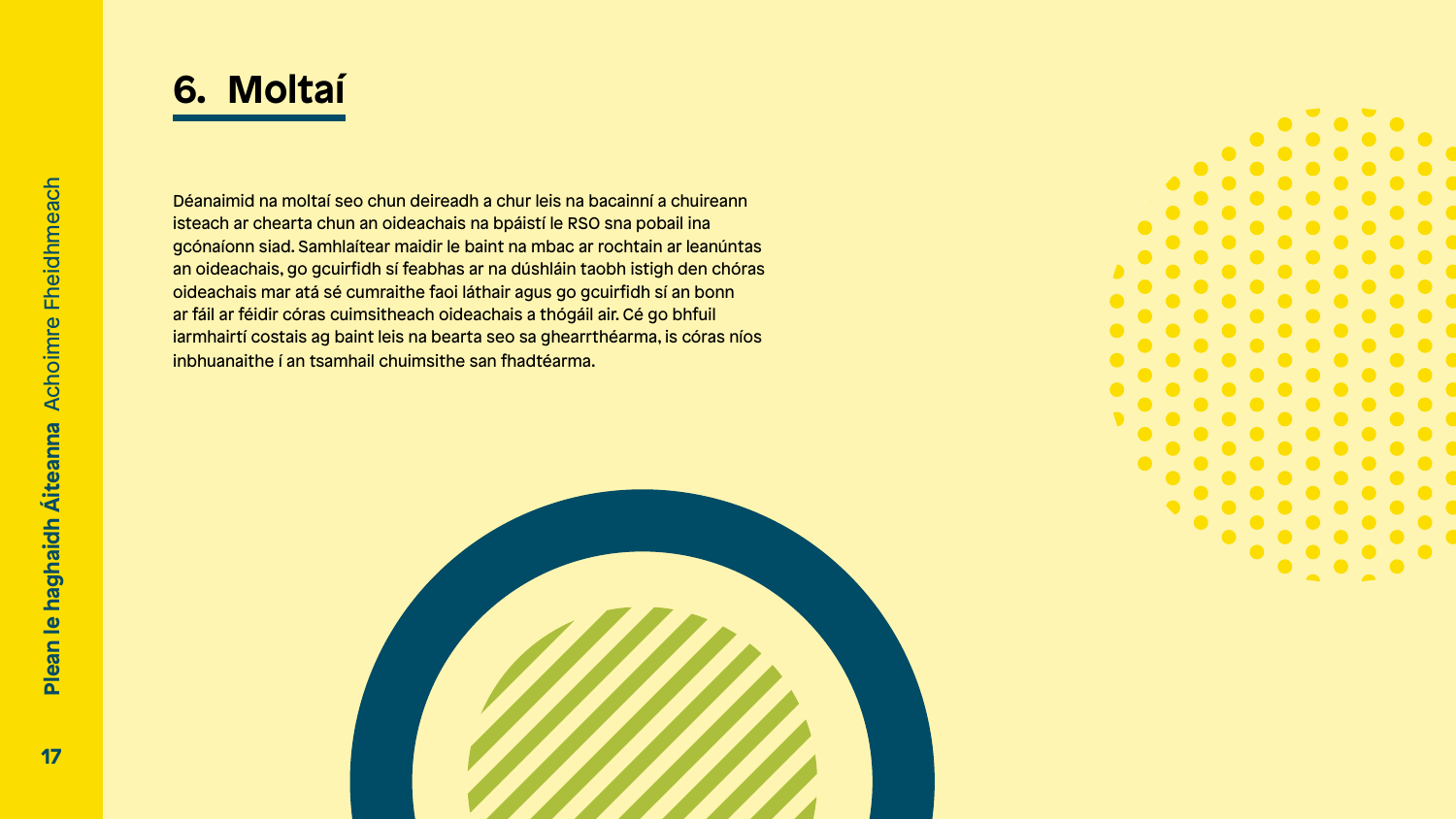# 6. Moltaí

Déanaimid na moltaí seo chun deireadh a chur leis na bacainní a chuireann isteach ar chearta chun an oideachais na bpáistí le RSO sna pobail ina gcónaíonn siad. Samhlaítear maidir le baint na mbac ar rochtain ar leanúntas an oideachais, go gcuirfidh sí feabhas ar na dúshláin taobh istigh den chóras oideachais mar atá sé cumraithe faoi láthair agus go gcuirfidh sí an bonn ar fáil ar féidir córas cuimsitheach oideachais a thógáil air. Cé go bhfuil iarmhairtí costais ag baint leis na bearta seo sa ghearrthéarma, is córas níos inbhuanaithe í an tsamhail chuimsithe san fhadtéarma.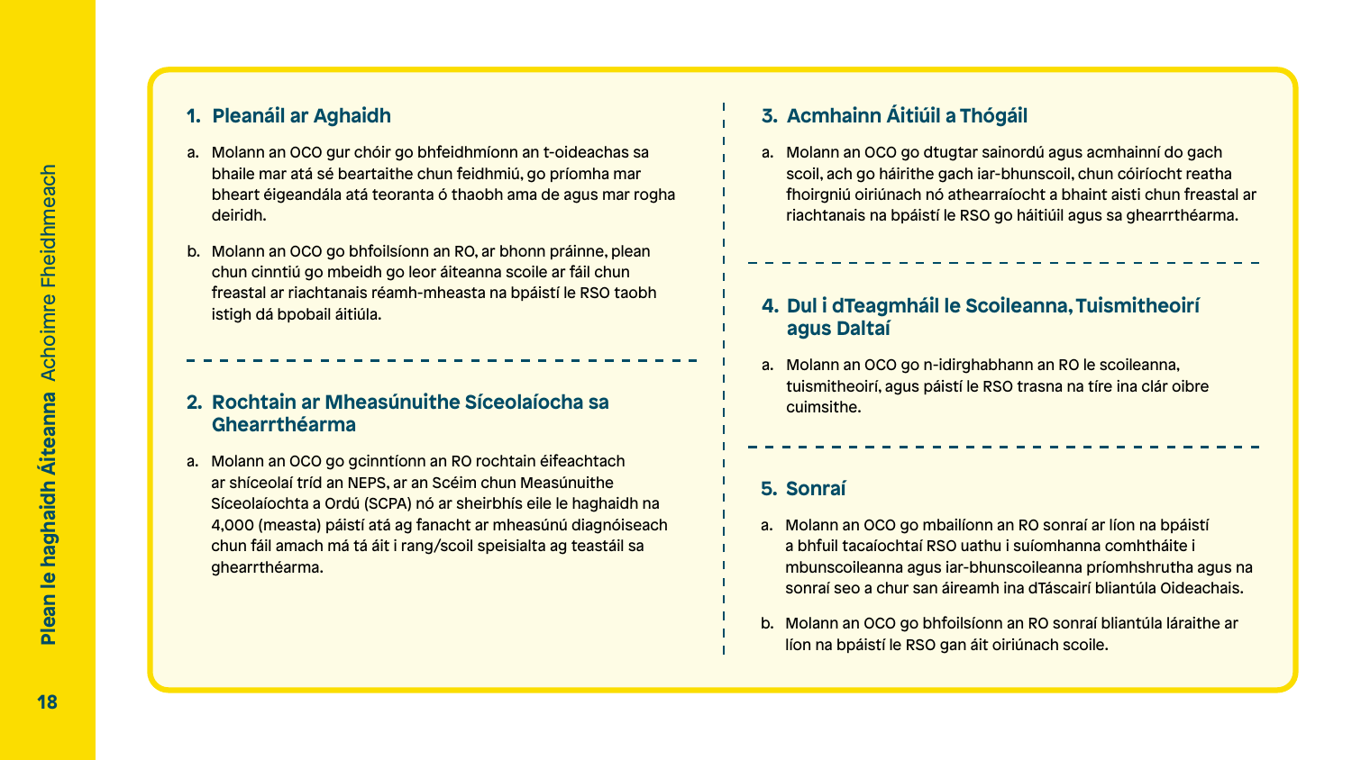## 1. Pleanáil ar Aghaidh

a. Molann an OCO gur chóir go bhfeidhmíonn an t-oideachas sa bhaile mar atá sé beartaithe chun feidhmiú, go príomha mar bheart éigeandála atá teoranta ó thaobh ama de agus mar rogha deiridh.

b. Molann an OCO go bhfoilsíonn an RO, ar bhonn práinne, plean chun cinntiú go mbeidh go leor áiteanna scoile ar fáil chun freastal ar riachtanais réamh-mheasta na bpáistí le RSO taobh istigh dá bpobail áitiúla.

## 2. Rochtain ar Mheasúnuithe Síceolaíocha sa Ghearrthéarma

a. Molann an OCO go gcinntíonn an RO rochtain éifeachtach ar shíceolaí tríd an NEPS, ar an Scéim chun Measúnuithe Síceolaíochta a Ordú (SCPA) nó ar sheirbhís eile le haghaidh na 4,000 (measta) páistí atá ag fanacht ar mheasúnú diagnóiseach chun fáil amach má tá áit i rang/scoil speisialta ag teastáil sa ghearrthéarma.

## 3. Acmhainn Áitiúil a Thógáil

a. Molann an OCO go dtugtar sainordú agus acmhainní do gach scoil, ach go háirithe gach iar-bhunscoil, chun cóiríocht reatha fhoirgniú oiriúnach nó athearraíocht a bhaint aisti chun freastal ar riachtanais na bpáistí le RSO go háitiúil agus sa ghearrthéarma.

## 4. Dul i dTeagmháil le Scoileanna, Tuismitheoirí agus Daltaí

a. Molann an OCO go n-idirghabhann an RO le scoileanna, tuismitheoirí, agus páistí le RSO trasna na tíre ina clár oibre cuimsithe.

## 5. Sonraí

a. Molann an OCO go mbailíonn an RO sonraí ar líon na bpáistí a bhfuil tacaíochtaí RSO uathu i suíomhanna comhtháite i mbunscoileanna agus iar-bhunscoileanna príomhshrutha agus na sonraí seo a chur san áireamh ina dTáscairí bliantúla Oideachais.

b. Molann an OCO go bhfoilsíonn an RO sonraí bliantúla láraithe ar líon na bpáistí le RSO gan áit oiriúnach scoile.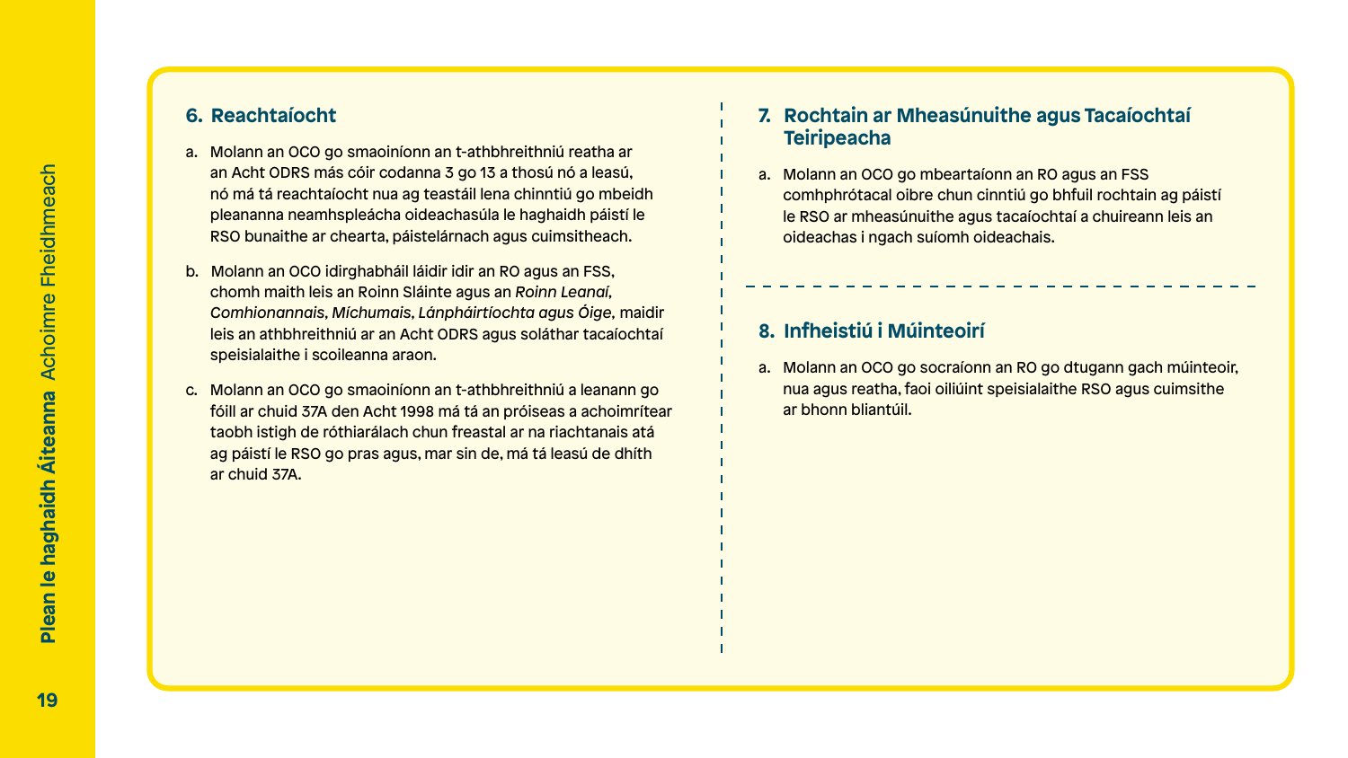## 6. Reachtaíocht

a. Molann an OCO go smaoiníonn an t-athbhreithniú reatha ar an Acht ODRS más cóir codanna 3 go 13 a thosú nó a leasú, nó má tá reachtaíocht nua ag teastáil lena chinntiú go mbeidh pleananna neamhspleácha oideachasúla le haghaidh páistí le RSO bunaithe ar chearta, páistelárnach agus cuimsitheach.

b. Molann an OCO idirghabháil láidir idir an RO agus an FSS, chomh maith leis an Roinn Sláinte agus an *Roinn Leanaí, Comhionannais, Míchumais, Lánpháirtíochta agus Óige*, maidir leis an athbhreithniú ar an Acht ODRS agus soláthar tacaíochtaí speisialaithe i scoileanna araon.

c. Molann an OCO go smaoiníonn an t-athbhreithniú a leanann go fóill ar chuid 37A den Acht 1998 má tá an próiseas a achoimrítear taobh istigh de róthiarálach chun freastal ar na riachtanais atá ag páistí le RSO go pras agus, mar sin de, má tá leasú de dhíth ar chuid 37A.

## 7. Rochtain ar Mheasúnuithe agus Tacaíochtaí Teiripeacha

a. Molann an OCO go mbeartaíonn an RO agus an FSS comhphrótacal oibre chun cinntiú go bhfuil rochtain ag páistí le RSO ar mheasúnuithe agus tacaíochtaí a chuireann leis an oideachas i ngach suíomh oideachais.

## 8. Infheistiú i Múinteoirí

a. Molann an OCO go socraíonn an RO go dtugann gach múinteoir, nua agus reatha, faoi oiliúint speisialaithe RSO agus cuimsithe ar bhonn bliantúil.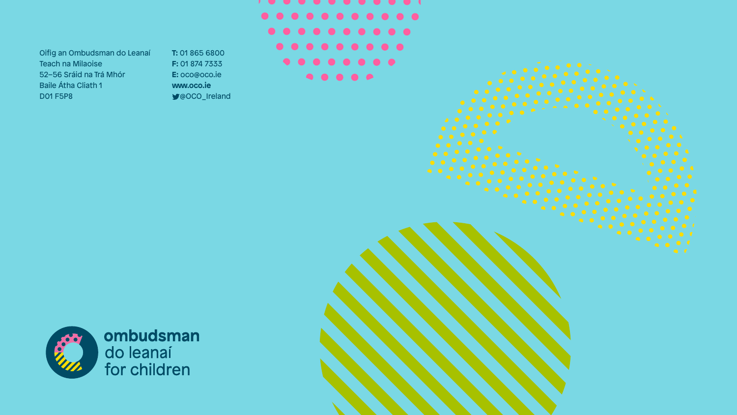Oifig an Ombudsman do Leanaí
Teach na Milaoise
52–56 Sráid na Trá Mhór
Baile Átha Cliath 1
D01 F5P8

**T:** 01 865 6800
**F:** 01 874 7333
**E:** oco@oco.ie
**www.oco.ie**
@OCO_Ireland

**ombudsman**
do leanaí
for children